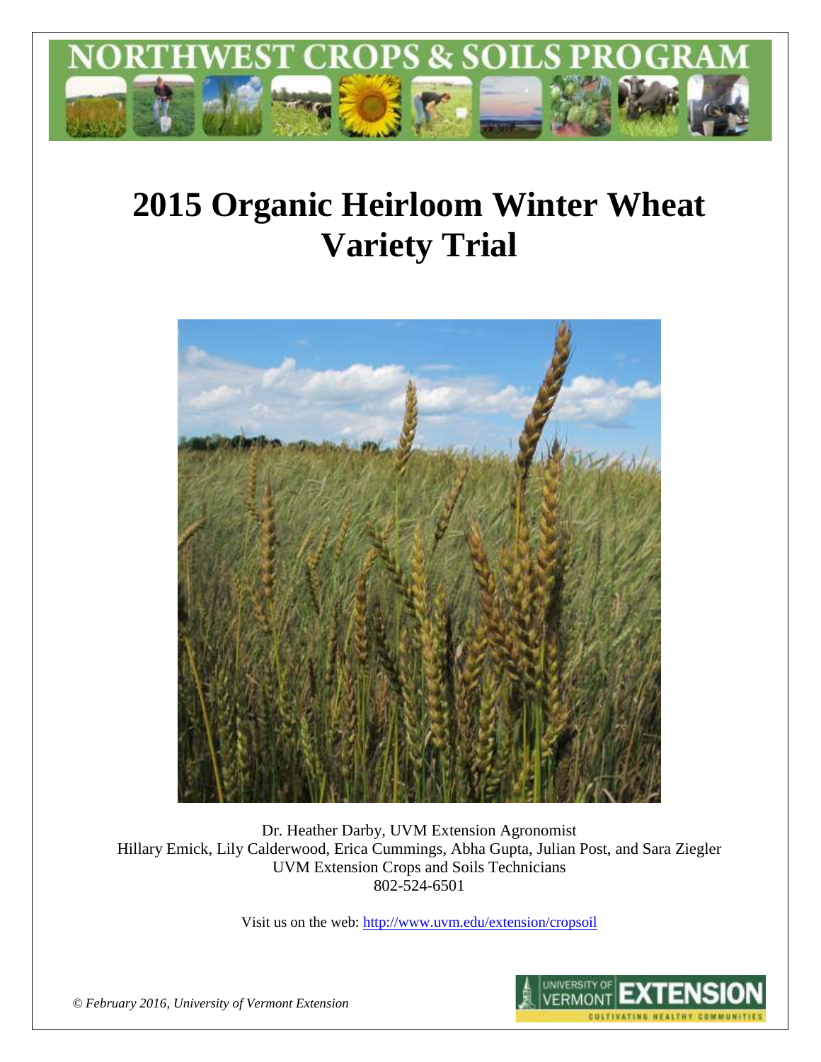# NORTHWEST CROPS & SOILS PROGRAM

# 2015 Organic Heirloom Winter Wheat Variety Trial

Dr. Heather Darby, UVM Extension Agronomist
Hillary Emick, Lily Calderwood, Erica Cummings, Abha Gupta, Julian Post, and Sara Ziegler
UVM Extension Crops and Soils Technicians
802-524-6501

Visit us on the web: http://www.uvm.edu/extension/cropsoil

*© February 2016, University of Vermont Extension*

UNIVERSITY OF VERMONT EXTENSION
CULTIVATING HEALTHY COMMUNITIES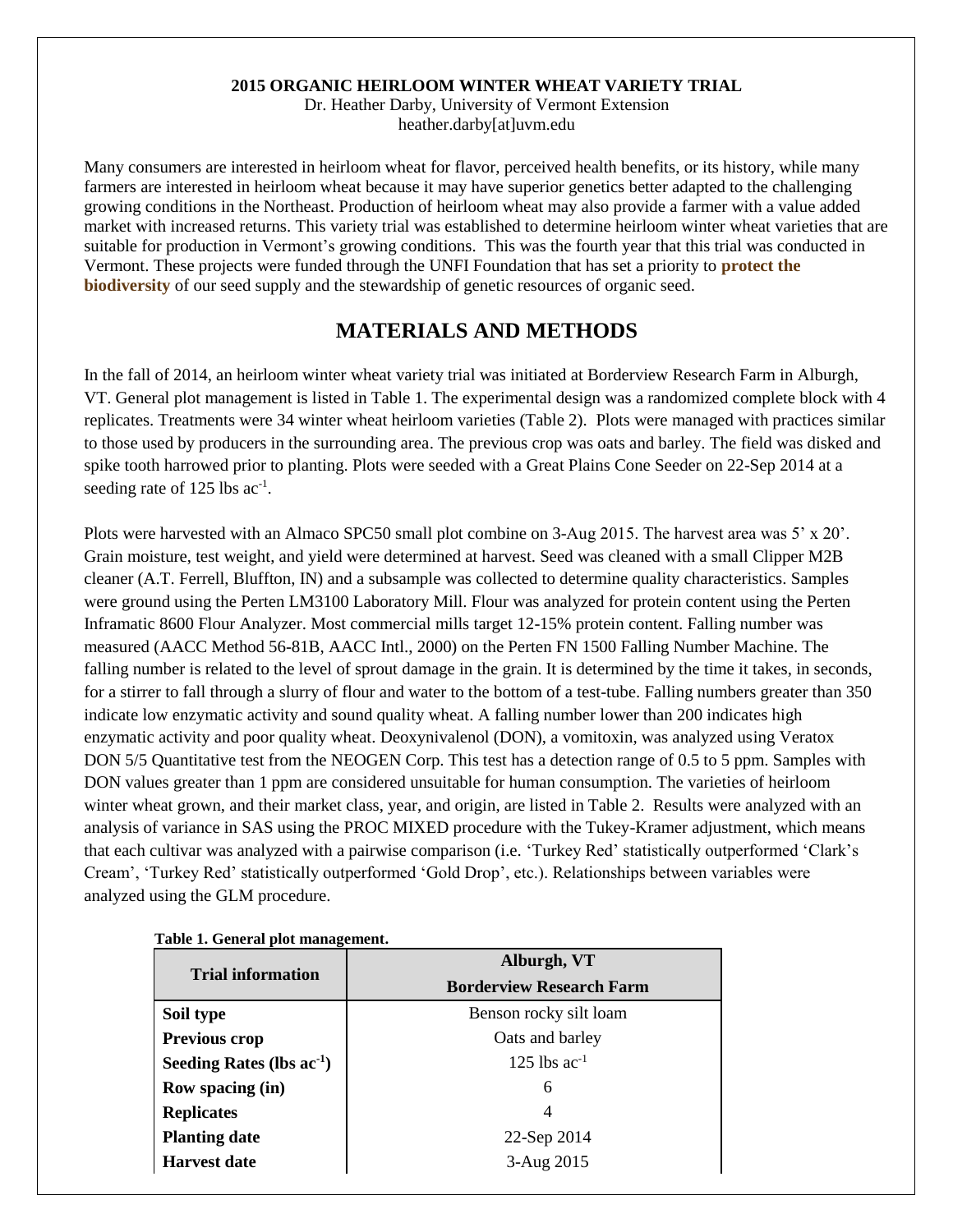**2015 ORGANIC HEIRLOOM WINTER WHEAT VARIETY TRIAL**

Dr. Heather Darby, University of Vermont Extension
heather.darby[at]uvm.edu

Many consumers are interested in heirloom wheat for flavor, perceived health benefits, or its history, while many farmers are interested in heirloom wheat because it may have superior genetics better adapted to the challenging growing conditions in the Northeast. Production of heirloom wheat may also provide a farmer with a value added market with increased returns. This variety trial was established to determine heirloom winter wheat varieties that are suitable for production in Vermont's growing conditions. This was the fourth year that this trial was conducted in Vermont. These projects were funded through the UNFI Foundation that has set a priority to **protect the biodiversity** of our seed supply and the stewardship of genetic resources of organic seed.

## MATERIALS AND METHODS

In the fall of 2014, an heirloom winter wheat variety trial was initiated at Borderview Research Farm in Alburgh, VT. General plot management is listed in Table 1. The experimental design was a randomized complete block with 4 replicates. Treatments were 34 winter wheat heirloom varieties (Table 2). Plots were managed with practices similar to those used by producers in the surrounding area. The previous crop was oats and barley. The field was disked and spike tooth harrowed prior to planting. Plots were seeded with a Great Plains Cone Seeder on 22-Sep 2014 at a seeding rate of 125 lbs ac$^{-1}$.

Plots were harvested with an Almaco SPC50 small plot combine on 3-Aug 2015. The harvest area was 5' x 20'. Grain moisture, test weight, and yield were determined at harvest. Seed was cleaned with a small Clipper M2B cleaner (A.T. Ferrell, Bluffton, IN) and a subsample was collected to determine quality characteristics. Samples were ground using the Perten LM3100 Laboratory Mill. Flour was analyzed for protein content using the Perten Inframatic 8600 Flour Analyzer. Most commercial mills target 12-15% protein content. Falling number was measured (AACC Method 56-81B, AACC Intl., 2000) on the Perten FN 1500 Falling Number Machine. The falling number is related to the level of sprout damage in the grain. It is determined by the time it takes, in seconds, for a stirrer to fall through a slurry of flour and water to the bottom of a test-tube. Falling numbers greater than 350 indicate low enzymatic activity and sound quality wheat. A falling number lower than 200 indicates high enzymatic activity and poor quality wheat. Deoxynivalenol (DON), a vomitoxin, was analyzed using Veratox DON 5/5 Quantitative test from the NEOGEN Corp. This test has a detection range of 0.5 to 5 ppm. Samples with DON values greater than 1 ppm are considered unsuitable for human consumption. The varieties of heirloom winter wheat grown, and their market class, year, and origin, are listed in Table 2. Results were analyzed with an analysis of variance in SAS using the PROC MIXED procedure with the Tukey-Kramer adjustment, which means that each cultivar was analyzed with a pairwise comparison (i.e. 'Turkey Red' statistically outperformed 'Clark's Cream', 'Turkey Red' statistically outperformed 'Gold Drop', etc.). Relationships between variables were analyzed using the GLM procedure.

**Table 1. General plot management.**

| Trial information | Alburgh, VT Borderview Research Farm |
|---|---|
| **Soil type** | Benson rocky silt loam |
| **Previous crop** | Oats and barley |
| **Seeding Rates (lbs ac$^{-1}$)** | 125 lbs ac$^{-1}$ |
| **Row spacing (in)** | 6 |
| **Replicates** | 4 |
| **Planting date** | 22-Sep 2014 |
| **Harvest date** | 3-Aug 2015 |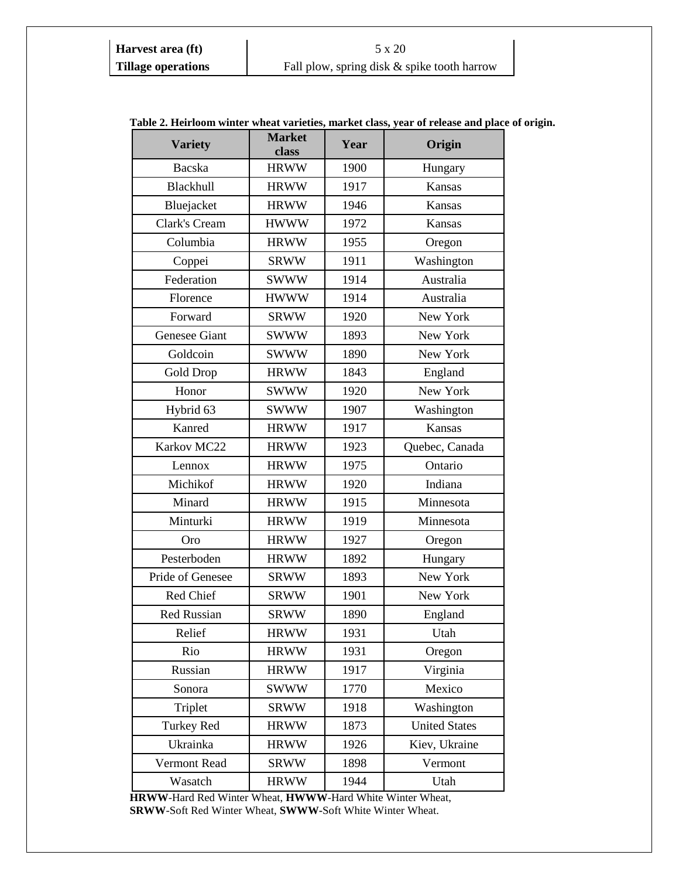| Harvest area (ft) | 5 x 20 |
| --- | --- |
| Tillage operations | Fall plow, spring disk & spike tooth harrow |

**Table 2. Heirloom winter wheat varieties, market class, year of release and place of origin.**

| Variety | Market class | Year | Origin |
| --- | --- | --- | --- |
| Bacska | HRWW | 1900 | Hungary |
| Blackhull | HRWW | 1917 | Kansas |
| Bluejacket | HRWW | 1946 | Kansas |
| Clark's Cream | HWWW | 1972 | Kansas |
| Columbia | HRWW | 1955 | Oregon |
| Coppei | SRWW | 1911 | Washington |
| Federation | SWWW | 1914 | Australia |
| Florence | HWWW | 1914 | Australia |
| Forward | SRWW | 1920 | New York |
| Genesee Giant | SWWW | 1893 | New York |
| Goldcoin | SWWW | 1890 | New York |
| Gold Drop | HRWW | 1843 | England |
| Honor | SWWW | 1920 | New York |
| Hybrid 63 | SWWW | 1907 | Washington |
| Kanred | HRWW | 1917 | Kansas |
| Karkov MC22 | HRWW | 1923 | Quebec, Canada |
| Lennox | HRWW | 1975 | Ontario |
| Michikof | HRWW | 1920 | Indiana |
| Minard | HRWW | 1915 | Minnesota |
| Minturki | HRWW | 1919 | Minnesota |
| Oro | HRWW | 1927 | Oregon |
| Pesterboden | HRWW | 1892 | Hungary |
| Pride of Genesee | SRWW | 1893 | New York |
| Red Chief | SRWW | 1901 | New York |
| Red Russian | SRWW | 1890 | England |
| Relief | HRWW | 1931 | Utah |
| Rio | HRWW | 1931 | Oregon |
| Russian | HRWW | 1917 | Virginia |
| Sonora | SWWW | 1770 | Mexico |
| Triplet | SRWW | 1918 | Washington |
| Turkey Red | HRWW | 1873 | United States |
| Ukrainka | HRWW | 1926 | Kiev, Ukraine |
| Vermont Read | SRWW | 1898 | Vermont |
| Wasatch | HRWW | 1944 | Utah |

**HRWW**-Hard Red Winter Wheat, **HWWW**-Hard White Winter Wheat,
**SRWW**-Soft Red Winter Wheat, **SWWW**-Soft White Winter Wheat.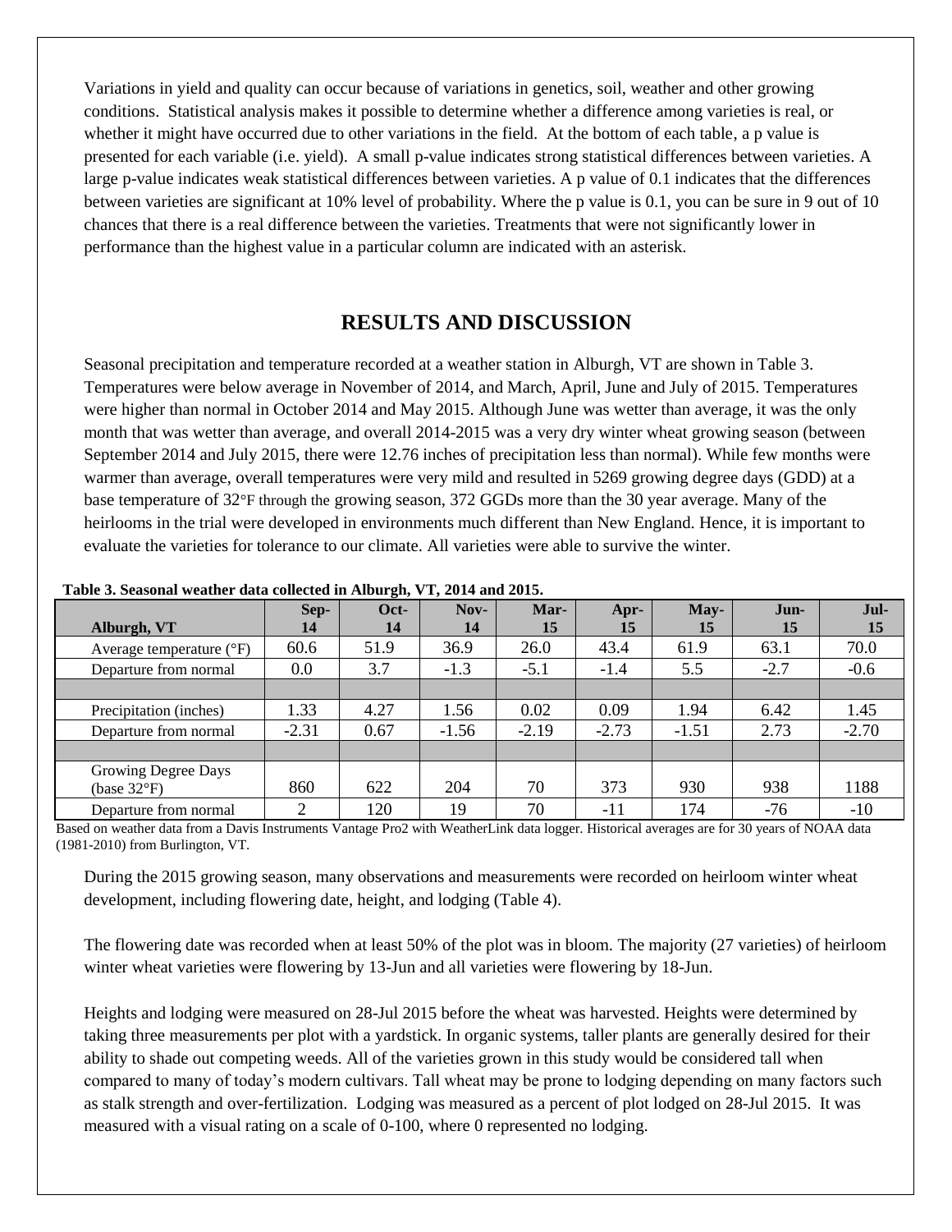Variations in yield and quality can occur because of variations in genetics, soil, weather and other growing conditions. Statistical analysis makes it possible to determine whether a difference among varieties is real, or whether it might have occurred due to other variations in the field. At the bottom of each table, a p value is presented for each variable (i.e. yield). A small p-value indicates strong statistical differences between varieties. A large p-value indicates weak statistical differences between varieties. A p value of 0.1 indicates that the differences between varieties are significant at 10% level of probability. Where the p value is 0.1, you can be sure in 9 out of 10 chances that there is a real difference between the varieties. Treatments that were not significantly lower in performance than the highest value in a particular column are indicated with an asterisk.

## RESULTS AND DISCUSSION

Seasonal precipitation and temperature recorded at a weather station in Alburgh, VT are shown in Table 3. Temperatures were below average in November of 2014, and March, April, June and July of 2015. Temperatures were higher than normal in October 2014 and May 2015. Although June was wetter than average, it was the only month that was wetter than average, and overall 2014-2015 was a very dry winter wheat growing season (between September 2014 and July 2015, there were 12.76 inches of precipitation less than normal). While few months were warmer than average, overall temperatures were very mild and resulted in 5269 growing degree days (GDD) at a base temperature of 32°F through the growing season, 372 GGDs more than the 30 year average. Many of the heirlooms in the trial were developed in environments much different than New England. Hence, it is important to evaluate the varieties for tolerance to our climate. All varieties were able to survive the winter.

**Table 3. Seasonal weather data collected in Alburgh, VT, 2014 and 2015.**

| Alburgh, VT | Sep-14 | Oct-14 | Nov-14 | Mar-15 | Apr-15 | May-15 | Jun-15 | Jul-15 |
|---|---|---|---|---|---|---|---|---|
| Average temperature (°F) | 60.6 | 51.9 | 36.9 | 26.0 | 43.4 | 61.9 | 63.1 | 70.0 |
| Departure from normal | 0.0 | 3.7 | -1.3 | -5.1 | -1.4 | 5.5 | -2.7 | -0.6 |
| | | | | | | | | |
| Precipitation (inches) | 1.33 | 4.27 | 1.56 | 0.02 | 0.09 | 1.94 | 6.42 | 1.45 |
| Departure from normal | -2.31 | 0.67 | -1.56 | -2.19 | -2.73 | -1.51 | 2.73 | -2.70 |
| | | | | | | | | |
| Growing Degree Days (base 32°F) | 860 | 622 | 204 | 70 | 373 | 930 | 938 | 1188 |
| Departure from normal | 2 | 120 | 19 | 70 | -11 | 174 | -76 | -10 |

Based on weather data from a Davis Instruments Vantage Pro2 with WeatherLink data logger. Historical averages are for 30 years of NOAA data (1981-2010) from Burlington, VT.

During the 2015 growing season, many observations and measurements were recorded on heirloom winter wheat development, including flowering date, height, and lodging (Table 4).

The flowering date was recorded when at least 50% of the plot was in bloom. The majority (27 varieties) of heirloom winter wheat varieties were flowering by 13-Jun and all varieties were flowering by 18-Jun.

Heights and lodging were measured on 28-Jul 2015 before the wheat was harvested. Heights were determined by taking three measurements per plot with a yardstick. In organic systems, taller plants are generally desired for their ability to shade out competing weeds. All of the varieties grown in this study would be considered tall when compared to many of today's modern cultivars. Tall wheat may be prone to lodging depending on many factors such as stalk strength and over-fertilization. Lodging was measured as a percent of plot lodged on 28-Jul 2015. It was measured with a visual rating on a scale of 0-100, where 0 represented no lodging.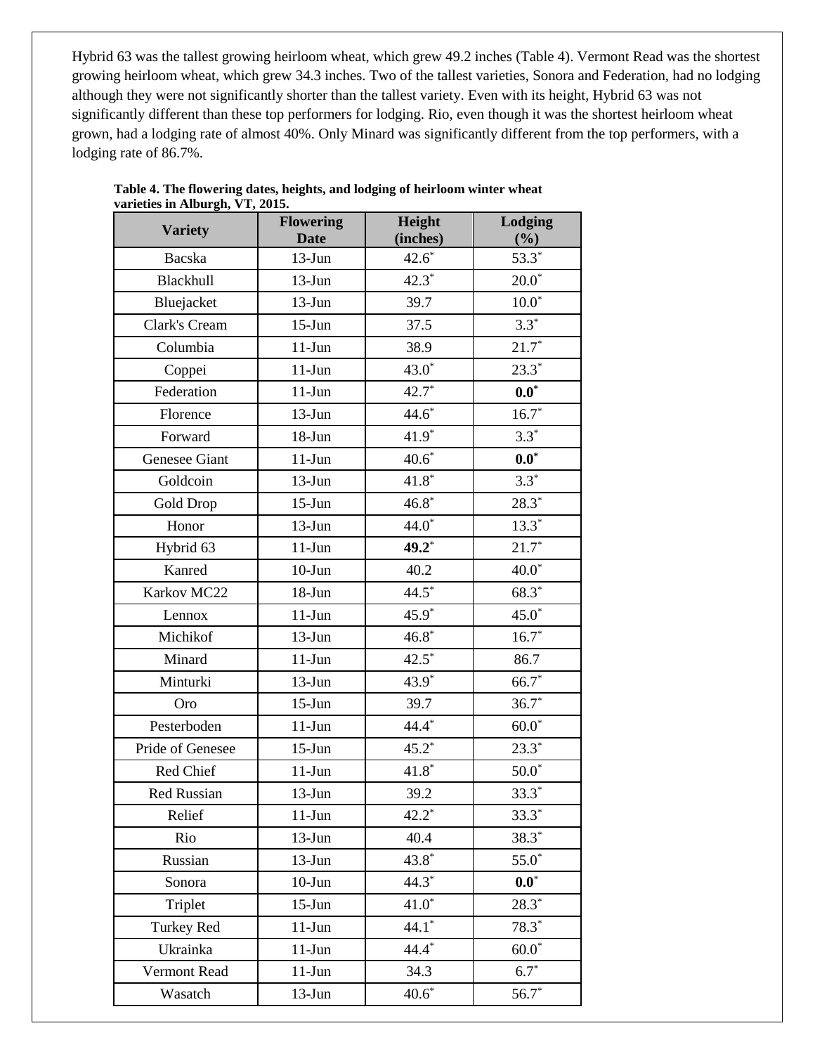Hybrid 63 was the tallest growing heirloom wheat, which grew 49.2 inches (Table 4). Vermont Read was the shortest growing heirloom wheat, which grew 34.3 inches. Two of the tallest varieties, Sonora and Federation, had no lodging although they were not significantly shorter than the tallest variety. Even with its height, Hybrid 63 was not significantly different than these top performers for lodging. Rio, even though it was the shortest heirloom wheat grown, had a lodging rate of almost 40%. Only Minard was significantly different from the top performers, with a lodging rate of 86.7%.

**Table 4. The flowering dates, heights, and lodging of heirloom winter wheat varieties in Alburgh, VT, 2015.**

| Variety | Flowering Date | Height (inches) | Lodging (%) |
|---|---|---|---|
| Bacska | 13-Jun | 42.6* | 53.3* |
| Blackhull | 13-Jun | 42.3* | 20.0* |
| Bluejacket | 13-Jun | 39.7 | 10.0* |
| Clark's Cream | 15-Jun | 37.5 | 3.3* |
| Columbia | 11-Jun | 38.9 | 21.7* |
| Coppei | 11-Jun | 43.0* | 23.3* |
| Federation | 11-Jun | 42.7* | **0.0*** |
| Florence | 13-Jun | 44.6* | 16.7* |
| Forward | 18-Jun | 41.9* | 3.3* |
| Genesee Giant | 11-Jun | 40.6* | **0.0*** |
| Goldcoin | 13-Jun | 41.8* | 3.3* |
| Gold Drop | 15-Jun | 46.8* | 28.3* |
| Honor | 13-Jun | 44.0* | 13.3* |
| Hybrid 63 | 11-Jun | **49.2*** | 21.7* |
| Kanred | 10-Jun | 40.2 | 40.0* |
| Karkov MC22 | 18-Jun | 44.5* | 68.3* |
| Lennox | 11-Jun | 45.9* | 45.0* |
| Michikof | 13-Jun | 46.8* | 16.7* |
| Minard | 11-Jun | 42.5* | 86.7 |
| Minturki | 13-Jun | 43.9* | 66.7* |
| Oro | 15-Jun | 39.7 | 36.7* |
| Pesterboden | 11-Jun | 44.4* | 60.0* |
| Pride of Genesee | 15-Jun | 45.2* | 23.3* |
| Red Chief | 11-Jun | 41.8* | 50.0* |
| Red Russian | 13-Jun | 39.2 | 33.3* |
| Relief | 11-Jun | 42.2* | 33.3* |
| Rio | 13-Jun | 40.4 | 38.3* |
| Russian | 13-Jun | 43.8* | 55.0* |
| Sonora | 10-Jun | 44.3* | **0.0*** |
| Triplet | 15-Jun | 41.0* | 28.3* |
| Turkey Red | 11-Jun | 44.1* | 78.3* |
| Ukrainka | 11-Jun | 44.4* | 60.0* |
| Vermont Read | 11-Jun | 34.3 | 6.7* |
| Wasatch | 13-Jun | 40.6* | 56.7* |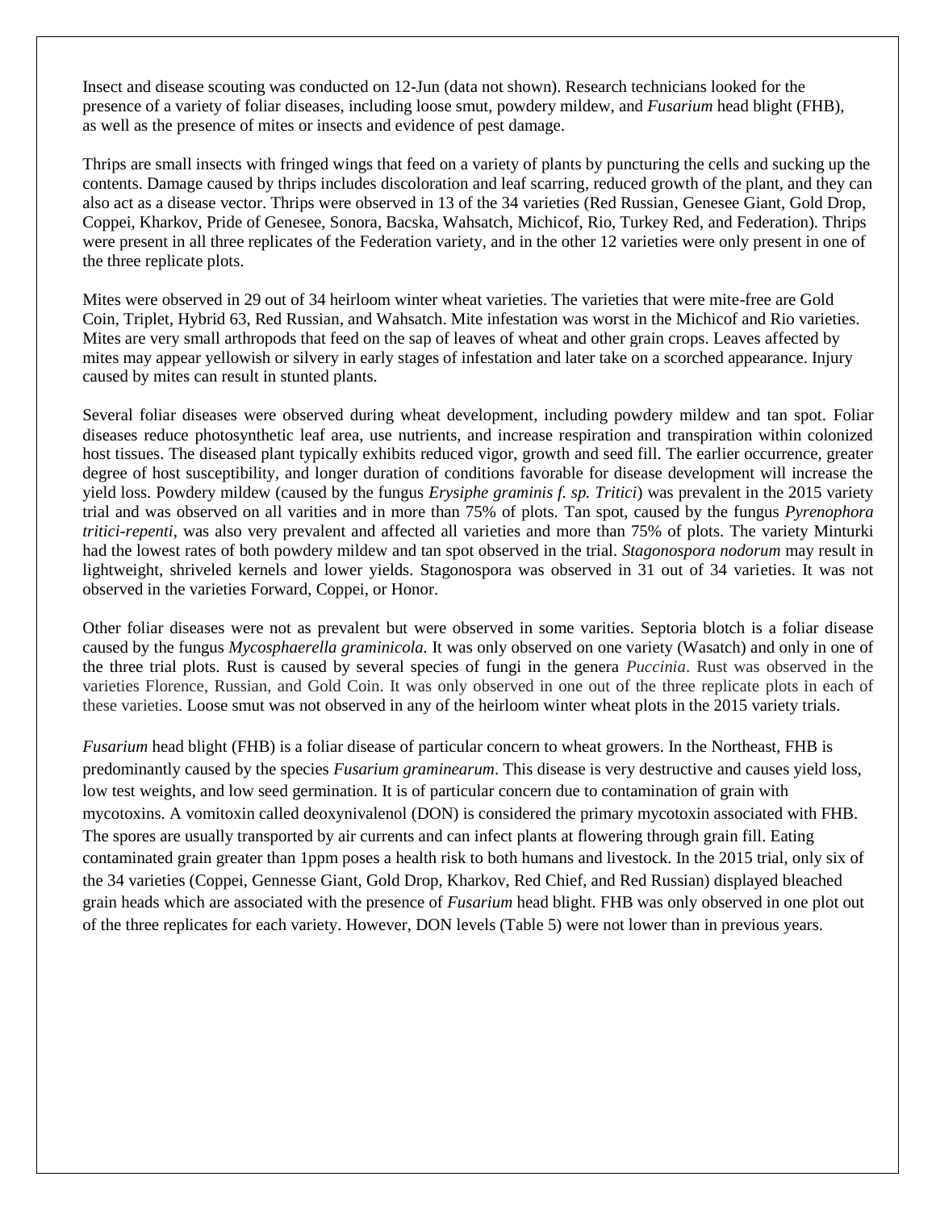Insect and disease scouting was conducted on 12-Jun (data not shown). Research technicians looked for the presence of a variety of foliar diseases, including loose smut, powdery mildew, and *Fusarium* head blight (FHB), as well as the presence of mites or insects and evidence of pest damage.

Thrips are small insects with fringed wings that feed on a variety of plants by puncturing the cells and sucking up the contents. Damage caused by thrips includes discoloration and leaf scarring, reduced growth of the plant, and they can also act as a disease vector. Thrips were observed in 13 of the 34 varieties (Red Russian, Genesee Giant, Gold Drop, Coppei, Kharkov, Pride of Genesee, Sonora, Bacska, Wahsatch, Michicof, Rio, Turkey Red, and Federation). Thrips were present in all three replicates of the Federation variety, and in the other 12 varieties were only present in one of the three replicate plots.

Mites were observed in 29 out of 34 heirloom winter wheat varieties. The varieties that were mite-free are Gold Coin, Triplet, Hybrid 63, Red Russian, and Wahsatch. Mite infestation was worst in the Michicof and Rio varieties. Mites are very small arthropods that feed on the sap of leaves of wheat and other grain crops. Leaves affected by mites may appear yellowish or silvery in early stages of infestation and later take on a scorched appearance. Injury caused by mites can result in stunted plants.

Several foliar diseases were observed during wheat development, including powdery mildew and tan spot. Foliar diseases reduce photosynthetic leaf area, use nutrients, and increase respiration and transpiration within colonized host tissues. The diseased plant typically exhibits reduced vigor, growth and seed fill. The earlier occurrence, greater degree of host susceptibility, and longer duration of conditions favorable for disease development will increase the yield loss. Powdery mildew (caused by the fungus *Erysiphe graminis f. sp. Tritici*) was prevalent in the 2015 variety trial and was observed on all varities and in more than 75% of plots. Tan spot, caused by the fungus *Pyrenophora tritici-repenti*, was also very prevalent and affected all varieties and more than 75% of plots. The variety Minturki had the lowest rates of both powdery mildew and tan spot observed in the trial. *Stagonospora nodorum* may result in lightweight, shriveled kernels and lower yields. Stagonospora was observed in 31 out of 34 varieties. It was not observed in the varieties Forward, Coppei, or Honor.

Other foliar diseases were not as prevalent but were observed in some varities. Septoria blotch is a foliar disease caused by the fungus *Mycosphaerella graminicola.* It was only observed on one variety (Wasatch) and only in one of the three trial plots. Rust is caused by several species of fungi in the genera *Puccinia*. Rust was observed in the varieties Florence, Russian, and Gold Coin. It was only observed in one out of the three replicate plots in each of these varieties. Loose smut was not observed in any of the heirloom winter wheat plots in the 2015 variety trials.

*Fusarium* head blight (FHB) is a foliar disease of particular concern to wheat growers. In the Northeast, FHB is predominantly caused by the species *Fusarium graminearum*. This disease is very destructive and causes yield loss, low test weights, and low seed germination. It is of particular concern due to contamination of grain with mycotoxins. A vomitoxin called deoxynivalenol (DON) is considered the primary mycotoxin associated with FHB. The spores are usually transported by air currents and can infect plants at flowering through grain fill. Eating contaminated grain greater than 1ppm poses a health risk to both humans and livestock. In the 2015 trial, only six of the 34 varieties (Coppei, Gennesse Giant, Gold Drop, Kharkov, Red Chief, and Red Russian) displayed bleached grain heads which are associated with the presence of *Fusarium* head blight. FHB was only observed in one plot out of the three replicates for each variety. However, DON levels (Table 5) were not lower than in previous years.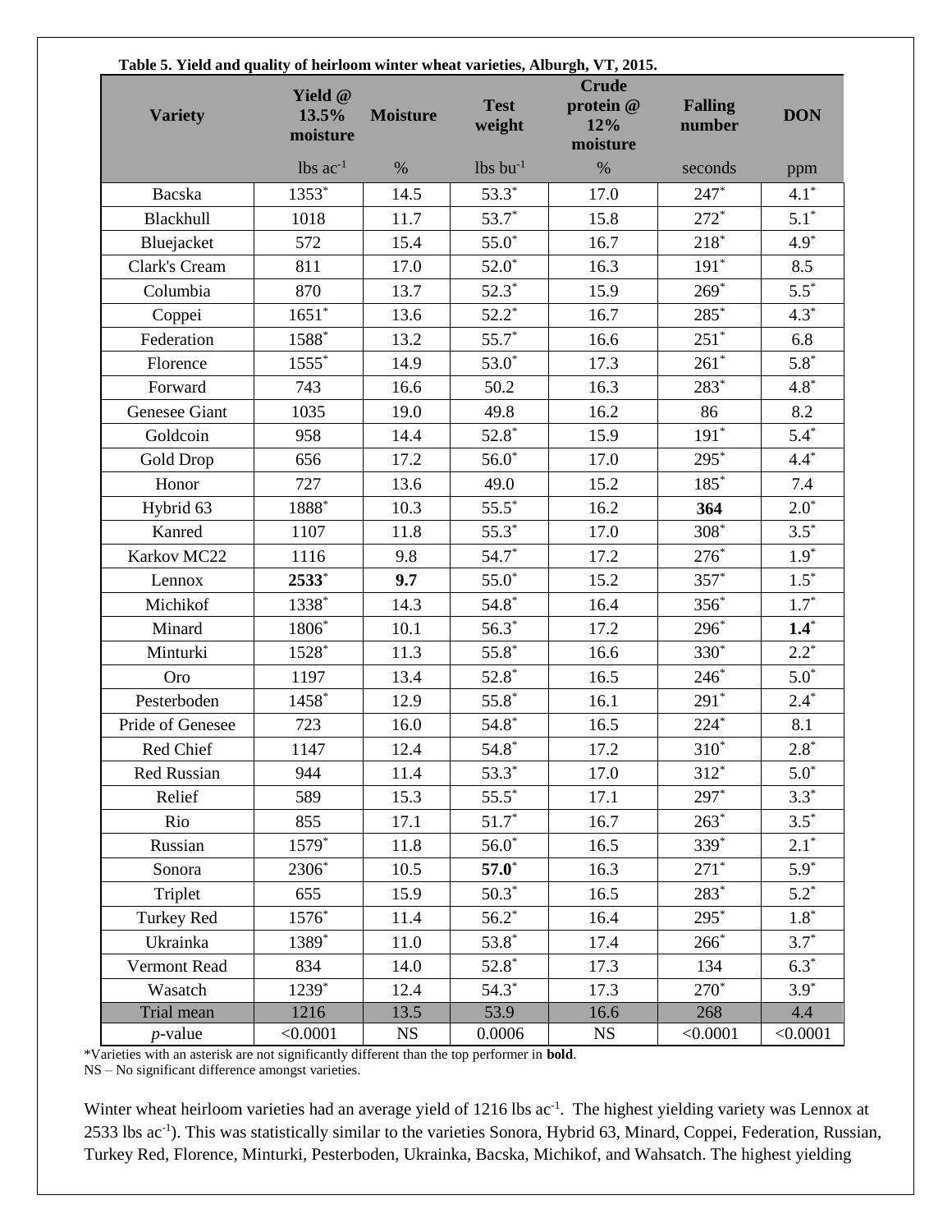**Table 5. Yield and quality of heirloom winter wheat varieties, Alburgh, VT, 2015.**

| Variety | Yield @ 13.5% moisture | Moisture | Test weight | Crude protein @ 12% moisture | Falling number | DON |
|---|---|---|---|---|---|---|
| | lbs ac$^{-1}$ | % | lbs bu$^{-1}$ | % | seconds | ppm |
| Bacska | 1353* | 14.5 | 53.3* | 17.0 | 247* | 4.1* |
| Blackhull | 1018 | 11.7 | 53.7* | 15.8 | 272* | 5.1* |
| Bluejacket | 572 | 15.4 | 55.0* | 16.7 | 218* | 4.9* |
| Clark's Cream | 811 | 17.0 | 52.0* | 16.3 | 191* | 8.5 |
| Columbia | 870 | 13.7 | 52.3* | 15.9 | 269* | 5.5* |
| Coppei | 1651* | 13.6 | 52.2* | 16.7 | 285* | 4.3* |
| Federation | 1588* | 13.2 | 55.7* | 16.6 | 251* | 6.8 |
| Florence | 1555* | 14.9 | 53.0* | 17.3 | 261* | 5.8* |
| Forward | 743 | 16.6 | 50.2 | 16.3 | 283* | 4.8* |
| Genesee Giant | 1035 | 19.0 | 49.8 | 16.2 | 86 | 8.2 |
| Goldcoin | 958 | 14.4 | 52.8* | 15.9 | 191* | 5.4* |
| Gold Drop | 656 | 17.2 | 56.0* | 17.0 | 295* | 4.4* |
| Honor | 727 | 13.6 | 49.0 | 15.2 | 185* | 7.4 |
| Hybrid 63 | 1888* | 10.3 | 55.5* | 16.2 | **364** | 2.0* |
| Kanred | 1107 | 11.8 | 55.3* | 17.0 | 308* | 3.5* |
| Karkov MC22 | 1116 | 9.8 | 54.7* | 17.2 | 276* | 1.9* |
| Lennox | **2533*** | **9.7** | 55.0* | 15.2 | 357* | 1.5* |
| Michikof | 1338* | 14.3 | 54.8* | 16.4 | 356* | 1.7* |
| Minard | 1806* | 10.1 | 56.3* | 17.2 | 296* | **1.4*** |
| Minturki | 1528* | 11.3 | 55.8* | 16.6 | 330* | 2.2* |
| Oro | 1197 | 13.4 | 52.8* | 16.5 | 246* | 5.0* |
| Pesterboden | 1458* | 12.9 | 55.8* | 16.1 | 291* | 2.4* |
| Pride of Genesee | 723 | 16.0 | 54.8* | 16.5 | 224* | 8.1 |
| Red Chief | 1147 | 12.4 | 54.8* | 17.2 | 310* | 2.8* |
| Red Russian | 944 | 11.4 | 53.3* | 17.0 | 312* | 5.0* |
| Relief | 589 | 15.3 | 55.5* | 17.1 | 297* | 3.3* |
| Rio | 855 | 17.1 | 51.7* | 16.7 | 263* | 3.5* |
| Russian | 1579* | 11.8 | 56.0* | 16.5 | 339* | 2.1* |
| Sonora | 2306* | 10.5 | **57.0*** | 16.3 | 271* | 5.9* |
| Triplet | 655 | 15.9 | 50.3* | 16.5 | 283* | 5.2* |
| Turkey Red | 1576* | 11.4 | 56.2* | 16.4 | 295* | 1.8* |
| Ukrainka | 1389* | 11.0 | 53.8* | 17.4 | 266* | 3.7* |
| Vermont Read | 834 | 14.0 | 52.8* | 17.3 | 134 | 6.3* |
| Wasatch | 1239* | 12.4 | 54.3* | 17.3 | 270* | 3.9* |
| Trial mean | 1216 | 13.5 | 53.9 | 16.6 | 268 | 4.4 |
| *p*-value | <0.0001 | NS | 0.0006 | NS | <0.0001 | <0.0001 |

*Varieties with an asterisk are not significantly different than the top performer in **bold**.
NS – No significant difference amongst varieties.

Winter wheat heirloom varieties had an average yield of 1216 lbs ac$^{-1}$. The highest yielding variety was Lennox at 2533 lbs ac$^{-1}$). This was statistically similar to the varieties Sonora, Hybrid 63, Minard, Coppei, Federation, Russian, Turkey Red, Florence, Minturki, Pesterboden, Ukrainka, Bacska, Michikof, and Wahsatch. The highest yielding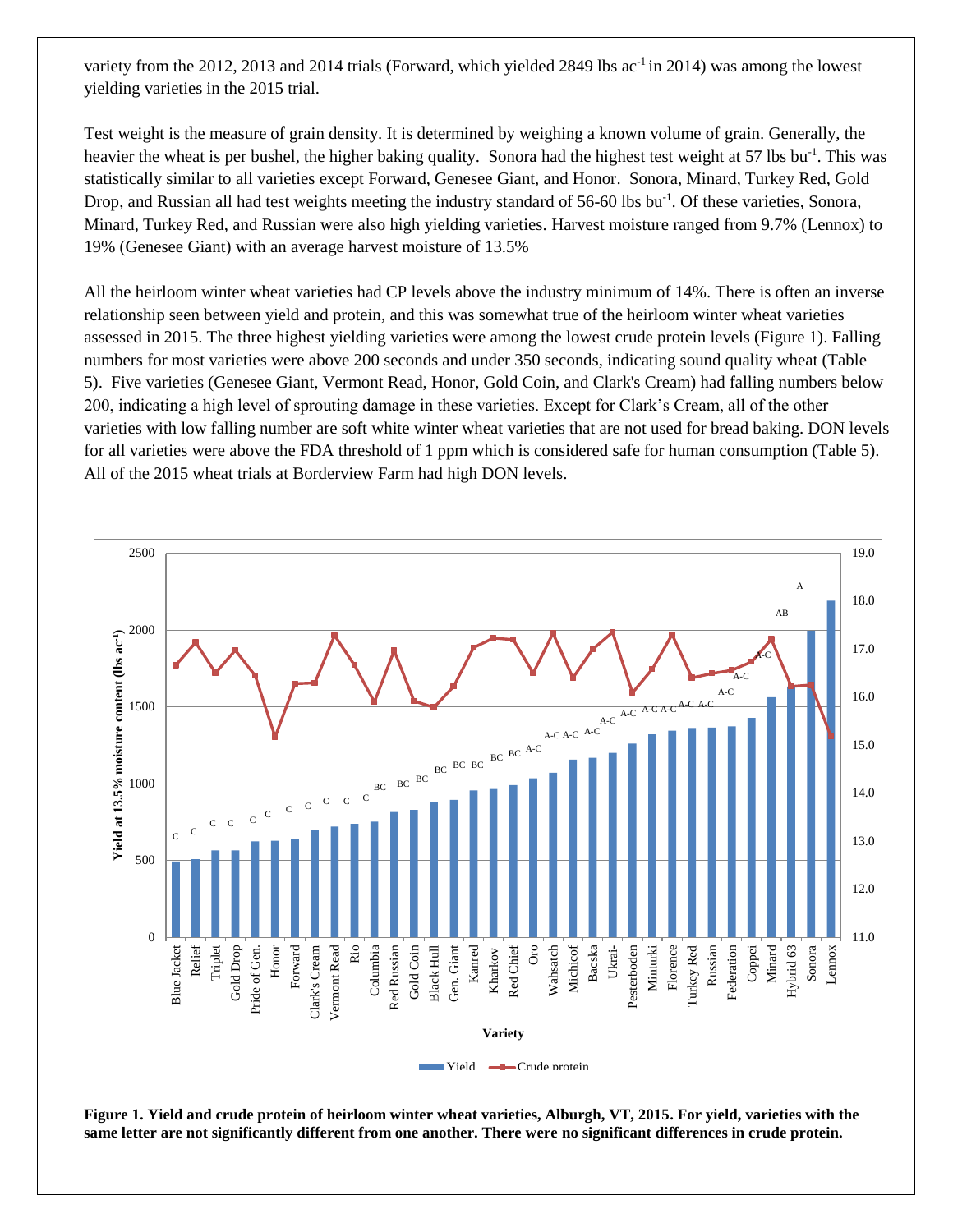variety from the 2012, 2013 and 2014 trials (Forward, which yielded 2849 lbs ac$^{-1}$ in 2014) was among the lowest yielding varieties in the 2015 trial.

Test weight is the measure of grain density. It is determined by weighing a known volume of grain. Generally, the heavier the wheat is per bushel, the higher baking quality. Sonora had the highest test weight at 57 lbs bu$^{-1}$. This was statistically similar to all varieties except Forward, Genesee Giant, and Honor. Sonora, Minard, Turkey Red, Gold Drop, and Russian all had test weights meeting the industry standard of 56-60 lbs bu$^{-1}$. Of these varieties, Sonora, Minard, Turkey Red, and Russian were also high yielding varieties. Harvest moisture ranged from 9.7% (Lennox) to 19% (Genesee Giant) with an average harvest moisture of 13.5%

All the heirloom winter wheat varieties had CP levels above the industry minimum of 14%. There is often an inverse relationship seen between yield and protein, and this was somewhat true of the heirloom winter wheat varieties assessed in 2015. The three highest yielding varieties were among the lowest crude protein levels (Figure 1). Falling numbers for most varieties were above 200 seconds and under 350 seconds, indicating sound quality wheat (Table 5). Five varieties (Genesee Giant, Vermont Read, Honor, Gold Coin, and Clark's Cream) had falling numbers below 200, indicating a high level of sprouting damage in these varieties. Except for Clark's Cream, all of the other varieties with low falling number are soft white winter wheat varieties that are not used for bread baking. DON levels for all varieties were above the FDA threshold of 1 ppm which is considered safe for human consumption (Table 5). All of the 2015 wheat trials at Borderview Farm had high DON levels.

**Figure 1. Yield and crude protein of heirloom winter wheat varieties, Alburgh, VT, 2015. For yield, varieties with the same letter are not significantly different from one another. There were no significant differences in crude protein.**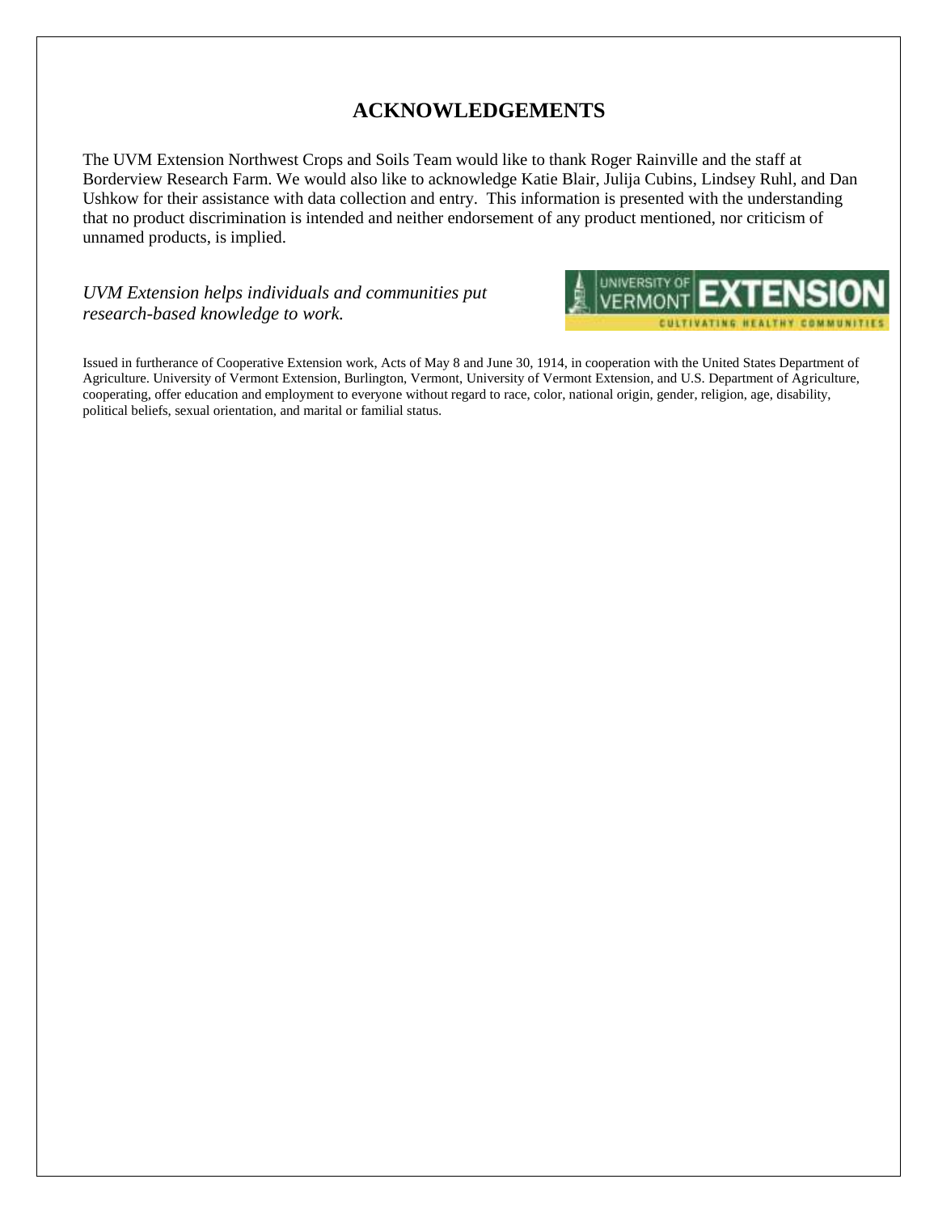## ACKNOWLEDGEMENTS

The UVM Extension Northwest Crops and Soils Team would like to thank Roger Rainville and the staff at Borderview Research Farm. We would also like to acknowledge Katie Blair, Julija Cubins, Lindsey Ruhl, and Dan Ushkow for their assistance with data collection and entry. This information is presented with the understanding that no product discrimination is intended and neither endorsement of any product mentioned, nor criticism of unnamed products, is implied.

*UVM Extension helps individuals and communities put research-based knowledge to work.*

Issued in furtherance of Cooperative Extension work, Acts of May 8 and June 30, 1914, in cooperation with the United States Department of Agriculture. University of Vermont Extension, Burlington, Vermont, University of Vermont Extension, and U.S. Department of Agriculture, cooperating, offer education and employment to everyone without regard to race, color, national origin, gender, religion, age, disability, political beliefs, sexual orientation, and marital or familial status.